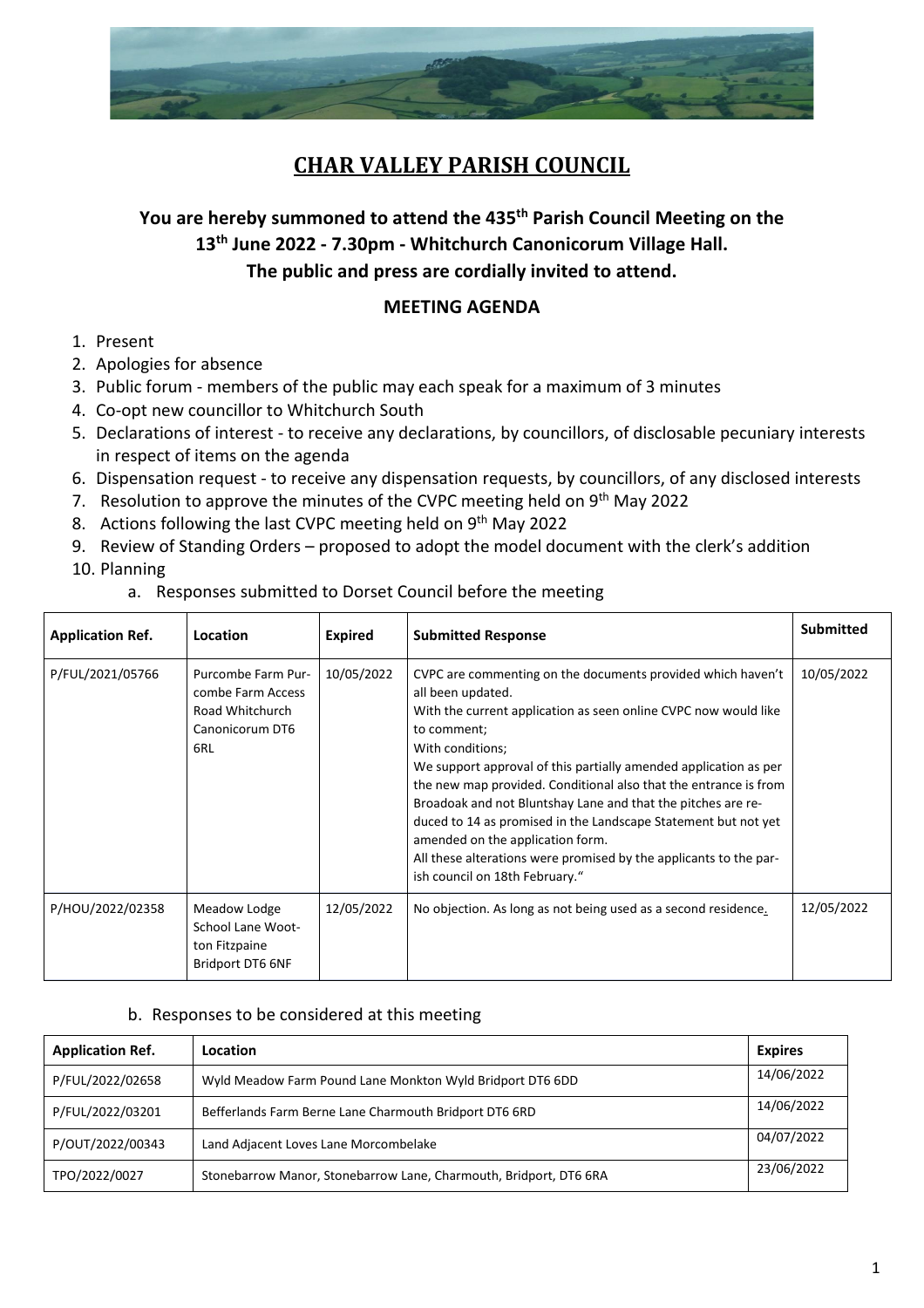# CHAR VALLEY PARISH COUNCIL

**You are hereby summoned to attend the 435th Parish Council Meeting on the 13th June 2022 - 7.30pm - Whitchurch Canonicorum Village Hall.**
**The public and press are cordially invited to attend.**

**MEETING AGENDA**

1. Present
2. Apologies for absence
3. Public forum - members of the public may each speak for a maximum of 3 minutes
4. Co-opt new councillor to Whitchurch South
5. Declarations of interest - to receive any declarations, by councillors, of disclosable pecuniary interests in respect of items on the agenda
6. Dispensation request - to receive any dispensation requests, by councillors, of any disclosed interests
7. Resolution to approve the minutes of the CVPC meeting held on 9th May 2022
8. Actions following the last CVPC meeting held on 9th May 2022
9. Review of Standing Orders – proposed to adopt the model document with the clerk's addition
10. Planning
    a. Responses submitted to Dorset Council before the meeting

| Application Ref. | Location | Expired | Submitted Response | Submitted |
|---|---|---|---|---|
| P/FUL/2021/05766 | Purcombe Farm Purcombe Farm Access Road Whitchurch Canonicorum DT6 6RL | 10/05/2022 | CVPC are commenting on the documents provided which haven't all been updated. With the current application as seen online CVPC now would like to comment; With conditions; We support approval of this partially amended application as per the new map provided. Conditional also that the entrance is from Broadoak and not Bluntshay Lane and that the pitches are reduced to 14 as promised in the Landscape Statement but not yet amended on the application form. All these alterations were promised by the applicants to the parish council on 18th February." | 10/05/2022 |
| P/HOU/2022/02358 | Meadow Lodge School Lane Wootton Fitzpaine Bridport DT6 6NF | 12/05/2022 | No objection. As long as not being used as a second residence. | 12/05/2022 |

    b. Responses to be considered at this meeting

| Application Ref. | Location | Expires |
|---|---|---|
| P/FUL/2022/02658 | Wyld Meadow Farm Pound Lane Monkton Wyld Bridport DT6 6DD | 14/06/2022 |
| P/FUL/2022/03201 | Befferlands Farm Berne Lane Charmouth Bridport DT6 6RD | 14/06/2022 |
| P/OUT/2022/00343 | Land Adjacent Loves Lane Morcombelake | 04/07/2022 |
| TPO/2022/0027 | Stonebarrow Manor, Stonebarrow Lane, Charmouth, Bridport, DT6 6RA | 23/06/2022 |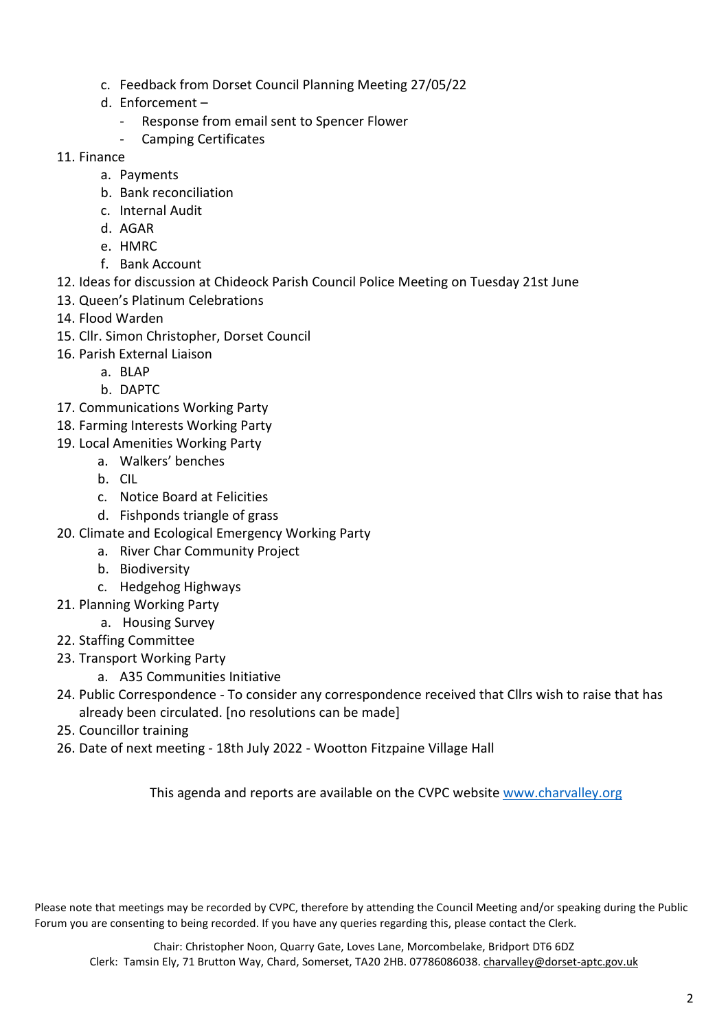c. Feedback from Dorset Council Planning Meeting 27/05/22
    d. Enforcement –
        - Response from email sent to Spencer Flower
        - Camping Certificates

11. Finance
    a. Payments
    b. Bank reconciliation
    c. Internal Audit
    d. AGAR
    e. HMRC
    f. Bank Account
12. Ideas for discussion at Chideock Parish Council Police Meeting on Tuesday 21st June
13. Queen's Platinum Celebrations
14. Flood Warden
15. Cllr. Simon Christopher, Dorset Council
16. Parish External Liaison
    a. BLAP
    b. DAPTC
17. Communications Working Party
18. Farming Interests Working Party
19. Local Amenities Working Party
    a. Walkers' benches
    b. CIL
    c. Notice Board at Felicities
    d. Fishponds triangle of grass
20. Climate and Ecological Emergency Working Party
    a. River Char Community Project
    b. Biodiversity
    c. Hedgehog Highways
21. Planning Working Party
    a. Housing Survey
22. Staffing Committee
23. Transport Working Party
    a. A35 Communities Initiative
24. Public Correspondence - To consider any correspondence received that Cllrs wish to raise that has already been circulated. [no resolutions can be made]
25. Councillor training
26. Date of next meeting - 18th July 2022 - Wootton Fitzpaine Village Hall

This agenda and reports are available on the CVPC website www.charvalley.org

Please note that meetings may be recorded by CVPC, therefore by attending the Council Meeting and/or speaking during the Public Forum you are consenting to being recorded. If you have any queries regarding this, please contact the Clerk.

Chair: Christopher Noon, Quarry Gate, Loves Lane, Morcombelake, Bridport DT6 6DZ
Clerk: Tamsin Ely, 71 Brutton Way, Chard, Somerset, TA20 2HB. 07786086038. charvalley@dorset-aptc.gov.uk